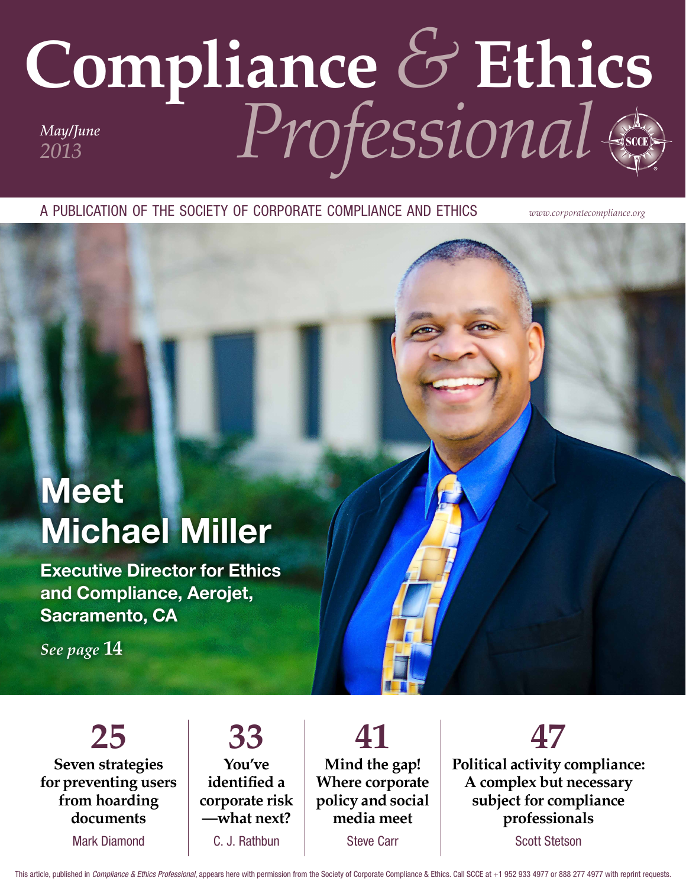# Compliance & Ethics Professional

*May/June 2013*

A PUBLICATION OF THE SOCIETY OF CORPORATE COMPLIANCE AND ETHICS

*www.corporatecompliance.org*

## Meet Michael Miller

**Executive Director for Ethics and Compliance, Aerojet, Sacramento, CA**

*See page* **14**

**25**
**Seven strategies for preventing users from hoarding documents**
Mark Diamond

**33**
**You've identified a corporate risk —what next?**
C. J. Rathbun

**41**
**Mind the gap! Where corporate policy and social media meet**
Steve Carr

**47**
**Political activity compliance: A complex but necessary subject for compliance professionals**
Scott Stetson

This article, published in *Compliance & Ethics Professional*, appears here with permission from the Society of Corporate Compliance & Ethics. Call SCCE at +1 952 933 4977 or 888 277 4977 with reprint requests.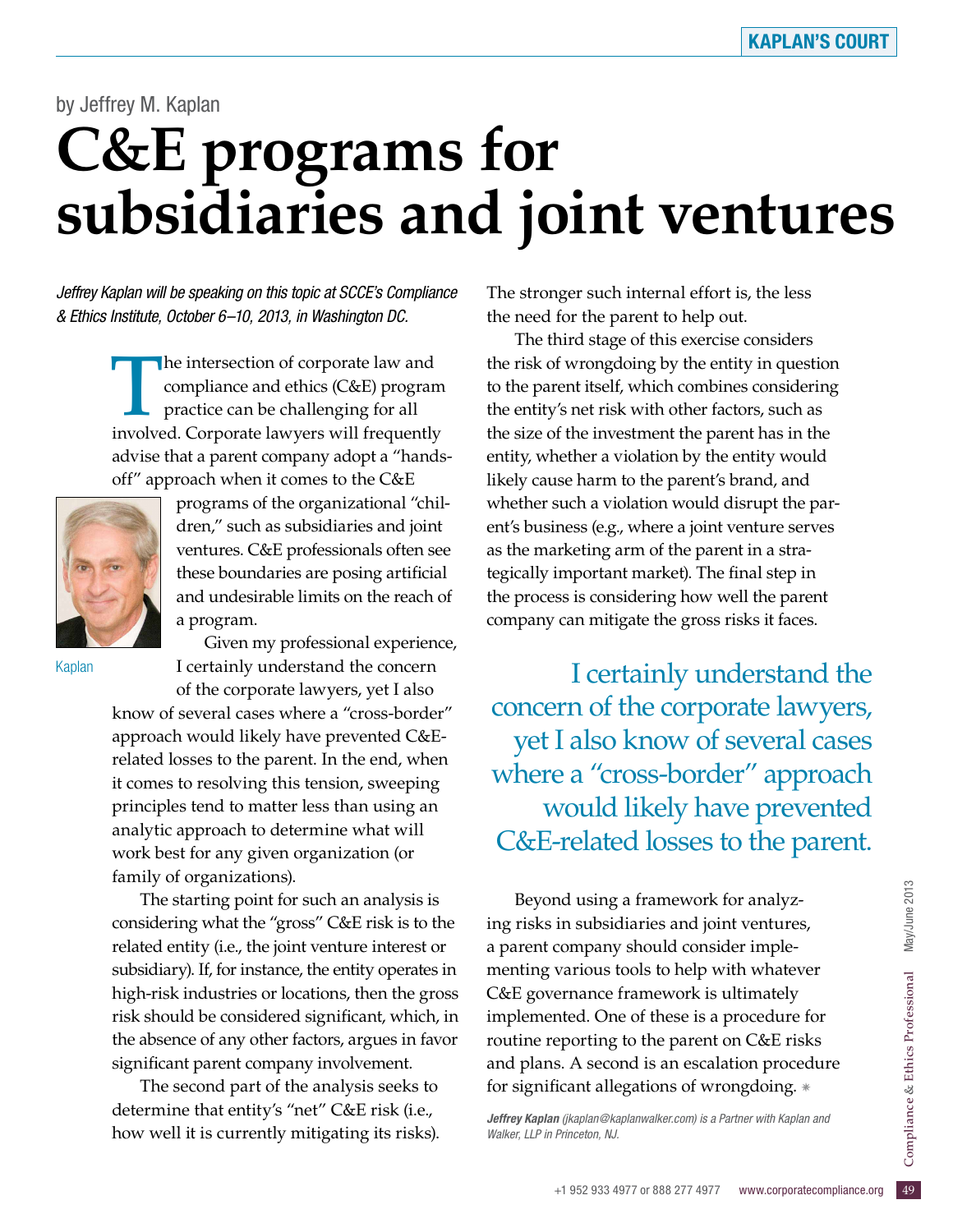by Jeffrey M. Kaplan

# C&E programs for subsidiaries and joint ventures

*Jeffrey Kaplan will be speaking on this topic at SCCE's Compliance & Ethics Institute, October 6–10, 2013, in Washington DC.*

The intersection of corporate law and compliance and ethics (C&E) program practice can be challenging for all involved. Corporate lawyers will frequently advise that a parent company adopt a "hands-off" approach when it comes to the C&E programs of the organizational "children," such as subsidiaries and joint ventures. C&E professionals often see these boundaries are posing artificial and undesirable limits on the reach of a program.

Kaplan

Given my professional experience, I certainly understand the concern of the corporate lawyers, yet I also know of several cases where a "cross-border" approach would likely have prevented C&E-related losses to the parent. In the end, when it comes to resolving this tension, sweeping principles tend to matter less than using an analytic approach to determine what will work best for any given organization (or family of organizations).

The starting point for such an analysis is considering what the "gross" C&E risk is to the related entity (i.e., the joint venture interest or subsidiary). If, for instance, the entity operates in high-risk industries or locations, then the gross risk should be considered significant, which, in the absence of any other factors, argues in favor significant parent company involvement.

The second part of the analysis seeks to determine that entity's "net" C&E risk (i.e., how well it is currently mitigating its risks). The stronger such internal effort is, the less the need for the parent to help out.

The third stage of this exercise considers the risk of wrongdoing by the entity in question to the parent itself, which combines considering the entity's net risk with other factors, such as the size of the investment the parent has in the entity, whether a violation by the entity would likely cause harm to the parent's brand, and whether such a violation would disrupt the parent's business (e.g., where a joint venture serves as the marketing arm of the parent in a strategically important market). The final step in the process is considering how well the parent company can mitigate the gross risks it faces.

> I certainly understand the concern of the corporate lawyers, yet I also know of several cases where a "cross-border" approach would likely have prevented C&E-related losses to the parent.

Beyond using a framework for analyzing risks in subsidiaries and joint ventures, a parent company should consider implementing various tools to help with whatever C&E governance framework is ultimately implemented. One of these is a procedure for routine reporting to the parent on C&E risks and plans. A second is an escalation procedure for significant allegations of wrongdoing. *

***Jeffrey Kaplan*** *(jkaplan@kaplanwalker.com) is a Partner with Kaplan and Walker, LLP in Princeton, NJ.*